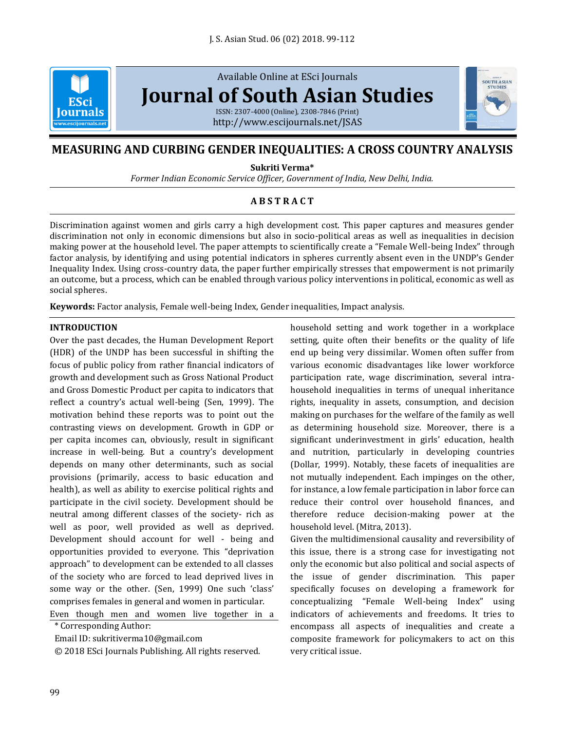# MEASURING AND CURBING GENDER INEQUALITIES: A CROSS COUNTRY ANALYSIS

**Sukriti Verma***

*Former Indian Economic Service Officer, Government of India, New Delhi, India.*

## ABSTRACT

Discrimination against women and girls carry a high development cost. This paper captures and measures gender discrimination not only in economic dimensions but also in socio-political areas as well as inequalities in decision making power at the household level. The paper attempts to scientifically create a "Female Well-being Index" through factor analysis, by identifying and using potential indicators in spheres currently absent even in the UNDP's Gender Inequality Index. Using cross-country data, the paper further empirically stresses that empowerment is not primarily an outcome, but a process, which can be enabled through various policy interventions in political, economic as well as social spheres.

**Keywords:** Factor analysis, Female well-being Index, Gender inequalities, Impact analysis.

## INTRODUCTION

Over the past decades, the Human Development Report (HDR) of the UNDP has been successful in shifting the focus of public policy from rather financial indicators of growth and development such as Gross National Product and Gross Domestic Product per capita to indicators that reflect a country's actual well-being (Sen, 1999). The motivation behind these reports was to point out the contrasting views on development. Growth in GDP or per capita incomes can, obviously, result in significant increase in well-being. But a country's development depends on many other determinants, such as social provisions (primarily, access to basic education and health), as well as ability to exercise political rights and participate in the civil society. Development should be neutral among different classes of the society- rich as well as poor, well provided as well as deprived. Development should account for well - being and opportunities provided to everyone. This "deprivation approach" to development can be extended to all classes of the society who are forced to lead deprived lives in some way or the other. (Sen, 1999) One such 'class' comprises females in general and women in particular.

Even though men and women live together in a household setting and work together in a workplace setting, quite often their benefits or the quality of life end up being very dissimilar. Women often suffer from various economic disadvantages like lower workforce participation rate, wage discrimination, several intra-household inequalities in terms of unequal inheritance rights, inequality in assets, consumption, and decision making on purchases for the welfare of the family as well as determining household size. Moreover, there is a significant underinvestment in girls' education, health and nutrition, particularly in developing countries (Dollar, 1999). Notably, these facets of inequalities are not mutually independent. Each impinges on the other, for instance, a low female participation in labor force can reduce their control over household finances, and therefore reduce decision-making power at the household level. (Mitra, 2013).

Given the multidimensional causality and reversibility of this issue, there is a strong case for investigating not only the economic but also political and social aspects of the issue of gender discrimination. This paper specifically focuses on developing a framework for conceptualizing "Female Well-being Index" using indicators of achievements and freedoms. It tries to encompass all aspects of inequalities and create a composite framework for policymakers to act on this very critical issue.

\* Corresponding Author:

Email ID: sukritiverma10@gmail.com

© 2018 ESci Journals Publishing. All rights reserved.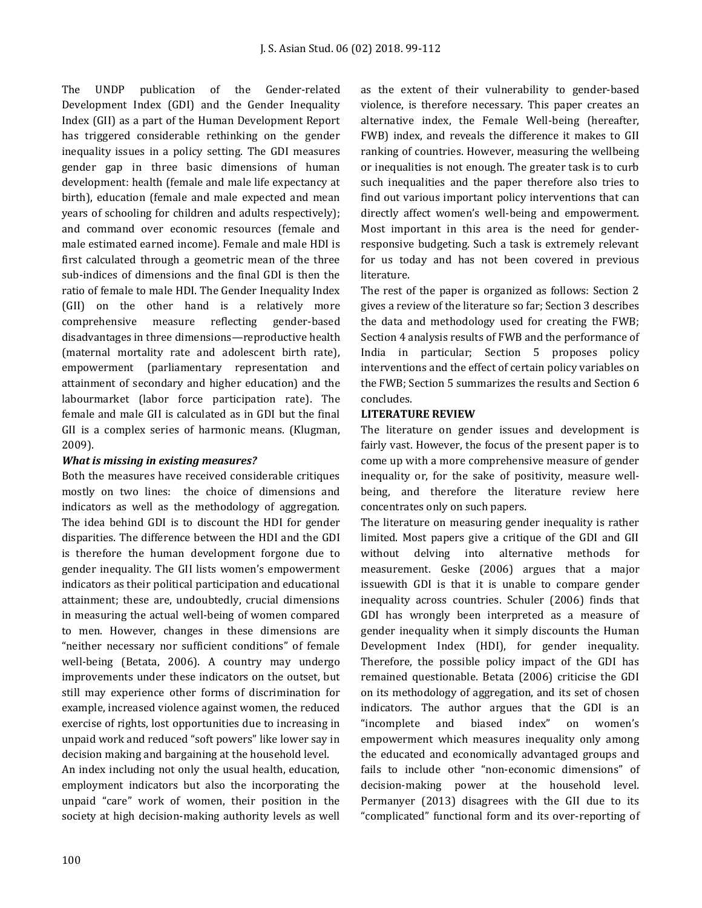The UNDP publication of the Gender-related Development Index (GDI) and the Gender Inequality Index (GII) as a part of the Human Development Report has triggered considerable rethinking on the gender inequality issues in a policy setting. The GDI measures gender gap in three basic dimensions of human development: health (female and male life expectancy at birth), education (female and male expected and mean years of schooling for children and adults respectively); and command over economic resources (female and male estimated earned income). Female and male HDI is first calculated through a geometric mean of the three sub-indices of dimensions and the final GDI is then the ratio of female to male HDI. The Gender Inequality Index (GII) on the other hand is a relatively more comprehensive measure reflecting gender-based disadvantages in three dimensions—reproductive health (maternal mortality rate and adolescent birth rate), empowerment (parliamentary representation and attainment of secondary and higher education) and the labourmarket (labor force participation rate). The female and male GII is calculated as in GDI but the final GII is a complex series of harmonic means. (Klugman, 2009).

***What is missing in existing measures?***

Both the measures have received considerable critiques mostly on two lines: the choice of dimensions and indicators as well as the methodology of aggregation. The idea behind GDI is to discount the HDI for gender disparities. The difference between the HDI and the GDI is therefore the human development forgone due to gender inequality. The GII lists women's empowerment indicators as their political participation and educational attainment; these are, undoubtedly, crucial dimensions in measuring the actual well-being of women compared to men. However, changes in these dimensions are "neither necessary nor sufficient conditions" of female well-being (Betata, 2006). A country may undergo improvements under these indicators on the outset, but still may experience other forms of discrimination for example, increased violence against women, the reduced exercise of rights, lost opportunities due to increasing in unpaid work and reduced "soft powers" like lower say in decision making and bargaining at the household level.

An index including not only the usual health, education, employment indicators but also the incorporating the unpaid "care" work of women, their position in the society at high decision-making authority levels as well as the extent of their vulnerability to gender-based violence, is therefore necessary. This paper creates an alternative index, the Female Well-being (hereafter, FWB) index, and reveals the difference it makes to GII ranking of countries. However, measuring the wellbeing or inequalities is not enough. The greater task is to curb such inequalities and the paper therefore also tries to find out various important policy interventions that can directly affect women's well-being and empowerment. Most important in this area is the need for gender-responsive budgeting. Such a task is extremely relevant for us today and has not been covered in previous literature.

The rest of the paper is organized as follows: Section 2 gives a review of the literature so far; Section 3 describes the data and methodology used for creating the FWB; Section 4 analysis results of FWB and the performance of India in particular; Section 5 proposes policy interventions and the effect of certain policy variables on the FWB; Section 5 summarizes the results and Section 6 concludes.

**LITERATURE REVIEW**

The literature on gender issues and development is fairly vast. However, the focus of the present paper is to come up with a more comprehensive measure of gender inequality or, for the sake of positivity, measure well-being, and therefore the literature review here concentrates only on such papers.

The literature on measuring gender inequality is rather limited. Most papers give a critique of the GDI and GII without delving into alternative methods for measurement. Geske (2006) argues that a major issuewith GDI is that it is unable to compare gender inequality across countries. Schuler (2006) finds that GDI has wrongly been interpreted as a measure of gender inequality when it simply discounts the Human Development Index (HDI), for gender inequality. Therefore, the possible policy impact of the GDI has remained questionable. Betata (2006) criticise the GDI on its methodology of aggregation, and its set of chosen indicators. The author argues that the GDI is an "incomplete and biased index" on women's empowerment which measures inequality only among the educated and economically advantaged groups and fails to include other "non-economic dimensions" of decision-making power at the household level. Permanyer (2013) disagrees with the GII due to its "complicated" functional form and its over-reporting of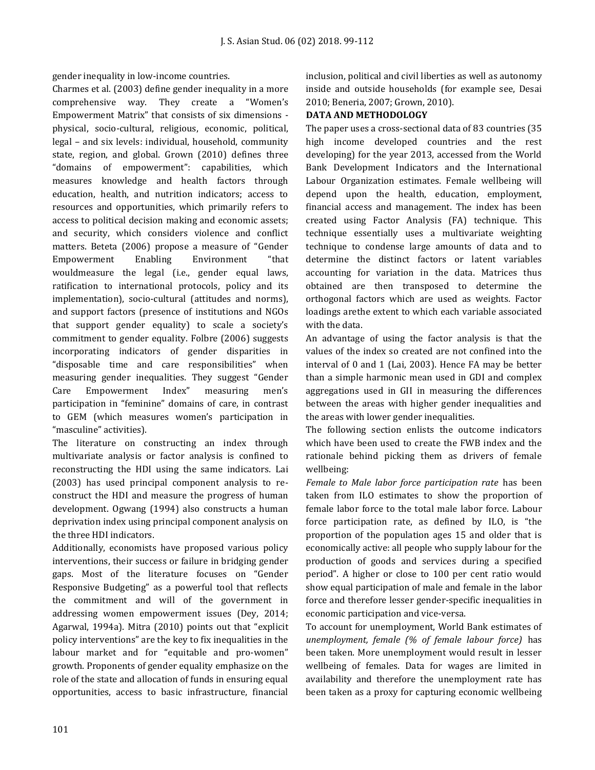gender inequality in low-income countries.

Charmes et al. (2003) define gender inequality in a more comprehensive way. They create a "Women's Empowerment Matrix" that consists of six dimensions - physical, socio-cultural, religious, economic, political, legal – and six levels: individual, household, community state, region, and global. Grown (2010) defines three "domains of empowerment": capabilities, which measures knowledge and health factors through education, health, and nutrition indicators; access to resources and opportunities, which primarily refers to access to political decision making and economic assets; and security, which considers violence and conflict matters. Beteta (2006) propose a measure of "Gender Empowerment Enabling Environment "that wouldmeasure the legal (i.e., gender equal laws, ratification to international protocols, policy and its implementation), socio-cultural (attitudes and norms), and support factors (presence of institutions and NGOs that support gender equality) to scale a society's commitment to gender equality. Folbre (2006) suggests incorporating indicators of gender disparities in "disposable time and care responsibilities" when measuring gender inequalities. They suggest "Gender Care Empowerment Index" measuring men's participation in "feminine" domains of care, in contrast to GEM (which measures women's participation in "masculine" activities).

The literature on constructing an index through multivariate analysis or factor analysis is confined to reconstructing the HDI using the same indicators. Lai (2003) has used principal component analysis to re-construct the HDI and measure the progress of human development. Ogwang (1994) also constructs a human deprivation index using principal component analysis on the three HDI indicators.

Additionally, economists have proposed various policy interventions, their success or failure in bridging gender gaps. Most of the literature focuses on "Gender Responsive Budgeting" as a powerful tool that reflects the commitment and will of the government in addressing women empowerment issues (Dey, 2014; Agarwal, 1994a). Mitra (2010) points out that "explicit policy interventions" are the key to fix inequalities in the labour market and for "equitable and pro-women" growth. Proponents of gender equality emphasize on the role of the state and allocation of funds in ensuring equal opportunities, access to basic infrastructure, financial inclusion, political and civil liberties as well as autonomy inside and outside households (for example see, Desai 2010; Beneria, 2007; Grown, 2010).

**DATA AND METHODOLOGY**

The paper uses a cross-sectional data of 83 countries (35 high income developed countries and the rest developing) for the year 2013, accessed from the World Bank Development Indicators and the International Labour Organization estimates. Female wellbeing will depend upon the health, education, employment, financial access and management. The index has been created using Factor Analysis (FA) technique. This technique essentially uses a multivariate weighting technique to condense large amounts of data and to determine the distinct factors or latent variables accounting for variation in the data. Matrices thus obtained are then transposed to determine the orthogonal factors which are used as weights. Factor loadings arethe extent to which each variable associated with the data.

An advantage of using the factor analysis is that the values of the index so created are not confined into the interval of 0 and 1 (Lai, 2003). Hence FA may be better than a simple harmonic mean used in GDI and complex aggregations used in GII in measuring the differences between the areas with higher gender inequalities and the areas with lower gender inequalities.

The following section enlists the outcome indicators which have been used to create the FWB index and the rationale behind picking them as drivers of female wellbeing:

*Female to Male labor force participation rate* has been taken from ILO estimates to show the proportion of female labor force to the total male labor force. Labour force participation rate, as defined by ILO, is "the proportion of the population ages 15 and older that is economically active: all people who supply labour for the production of goods and services during a specified period". A higher or close to 100 per cent ratio would show equal participation of male and female in the labor force and therefore lesser gender-specific inequalities in economic participation and vice-versa.

To account for unemployment, World Bank estimates of *unemployment, female (% of female labour force)* has been taken. More unemployment would result in lesser wellbeing of females. Data for wages are limited in availability and therefore the unemployment rate has been taken as a proxy for capturing economic wellbeing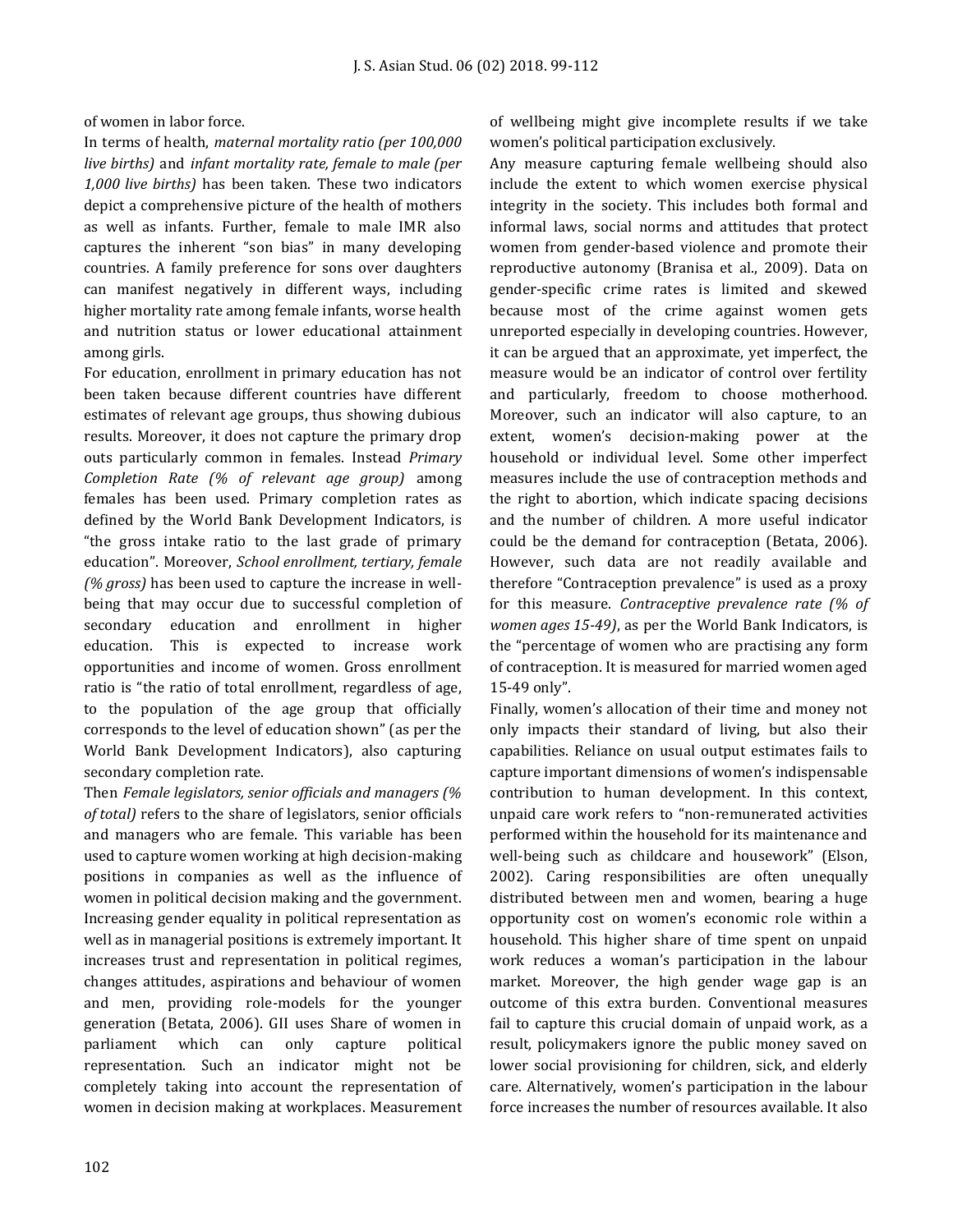of women in labor force.

In terms of health, *maternal mortality ratio (per 100,000 live births)* and *infant mortality rate, female to male (per 1,000 live births)* has been taken. These two indicators depict a comprehensive picture of the health of mothers as well as infants. Further, female to male IMR also captures the inherent "son bias" in many developing countries. A family preference for sons over daughters can manifest negatively in different ways, including higher mortality rate among female infants, worse health and nutrition status or lower educational attainment among girls.

For education, enrollment in primary education has not been taken because different countries have different estimates of relevant age groups, thus showing dubious results. Moreover, it does not capture the primary drop outs particularly common in females. Instead *Primary Completion Rate (% of relevant age group)* among females has been used. Primary completion rates as defined by the World Bank Development Indicators, is "the gross intake ratio to the last grade of primary education". Moreover, *School enrollment, tertiary, female (% gross)* has been used to capture the increase in well-being that may occur due to successful completion of secondary education and enrollment in higher education. This is expected to increase work opportunities and income of women. Gross enrollment ratio is "the ratio of total enrollment, regardless of age, to the population of the age group that officially corresponds to the level of education shown" (as per the World Bank Development Indicators), also capturing secondary completion rate.

Then *Female legislators, senior officials and managers (% of total)* refers to the share of legislators, senior officials and managers who are female. This variable has been used to capture women working at high decision-making positions in companies as well as the influence of women in political decision making and the government. Increasing gender equality in political representation as well as in managerial positions is extremely important. It increases trust and representation in political regimes, changes attitudes, aspirations and behaviour of women and men, providing role-models for the younger generation (Betata, 2006). GII uses Share of women in parliament which can only capture political representation. Such an indicator might not be completely taking into account the representation of women in decision making at workplaces. Measurement of wellbeing might give incomplete results if we take women's political participation exclusively.

Any measure capturing female wellbeing should also include the extent to which women exercise physical integrity in the society. This includes both formal and informal laws, social norms and attitudes that protect women from gender-based violence and promote their reproductive autonomy (Branisa et al., 2009). Data on gender-specific crime rates is limited and skewed because most of the crime against women gets unreported especially in developing countries. However, it can be argued that an approximate, yet imperfect, the measure would be an indicator of control over fertility and particularly, freedom to choose motherhood. Moreover, such an indicator will also capture, to an extent, women's decision-making power at the household or individual level. Some other imperfect measures include the use of contraception methods and the right to abortion, which indicate spacing decisions and the number of children. A more useful indicator could be the demand for contraception (Betata, 2006). However, such data are not readily available and therefore "Contraception prevalence" is used as a proxy for this measure. *Contraceptive prevalence rate (% of women ages 15-49)*, as per the World Bank Indicators, is the "percentage of women who are practising any form of contraception. It is measured for married women aged 15-49 only".

Finally, women's allocation of their time and money not only impacts their standard of living, but also their capabilities. Reliance on usual output estimates fails to capture important dimensions of women's indispensable contribution to human development. In this context, unpaid care work refers to "non-remunerated activities performed within the household for its maintenance and well-being such as childcare and housework" (Elson, 2002). Caring responsibilities are often unequally distributed between men and women, bearing a huge opportunity cost on women's economic role within a household. This higher share of time spent on unpaid work reduces a woman's participation in the labour market. Moreover, the high gender wage gap is an outcome of this extra burden. Conventional measures fail to capture this crucial domain of unpaid work, as a result, policymakers ignore the public money saved on lower social provisioning for children, sick, and elderly care. Alternatively, women's participation in the labour force increases the number of resources available. It also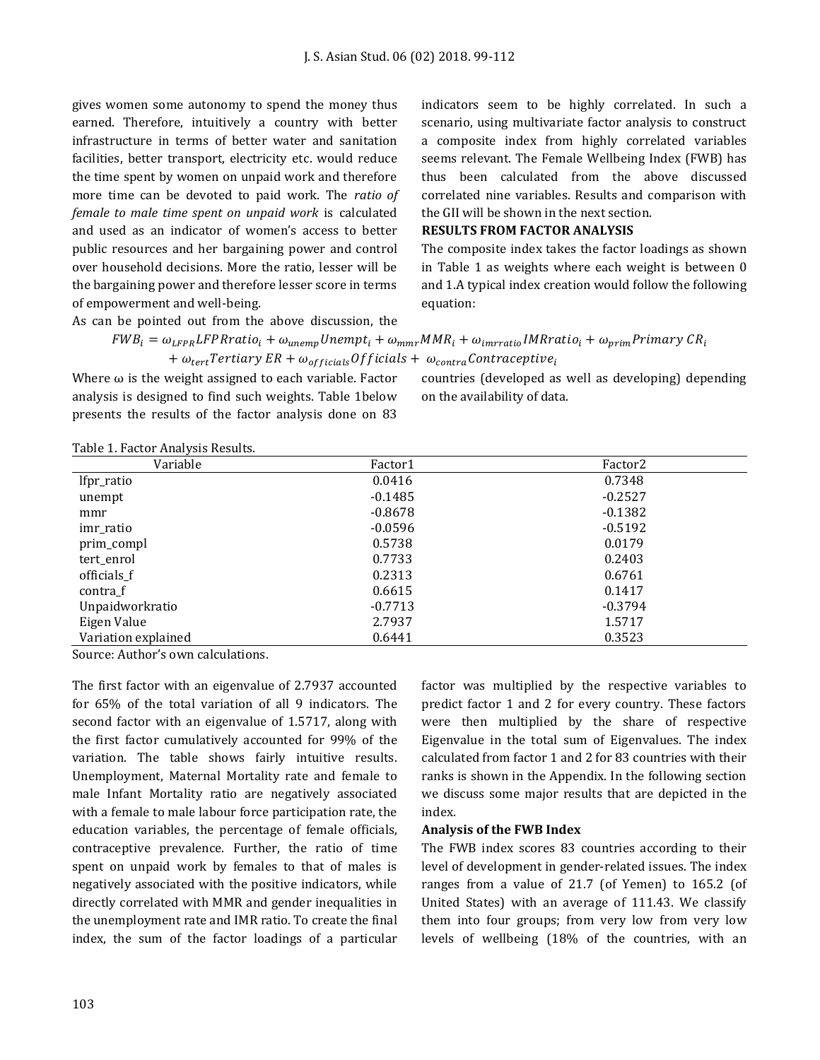gives women some autonomy to spend the money thus earned. Therefore, intuitively a country with better infrastructure in terms of better water and sanitation facilities, better transport, electricity etc. would reduce the time spent by women on unpaid work and therefore more time can be devoted to paid work. The *ratio of female to male time spent on unpaid work* is calculated and used as an indicator of women's access to better public resources and her bargaining power and control over household decisions. More the ratio, lesser will be the bargaining power and therefore lesser score in terms of empowerment and well-being.

As can be pointed out from the above discussion, the indicators seem to be highly correlated. In such a scenario, using multivariate factor analysis to construct a composite index from highly correlated variables seems relevant. The Female Wellbeing Index (FWB) has thus been calculated from the above discussed correlated nine variables. Results and comparison with the GII will be shown in the next section.

**RESULTS FROM FACTOR ANALYSIS**

The composite index takes the factor loadings as shown in Table 1 as weights where each weight is between 0 and 1.A typical index creation would follow the following equation:

$$FWB_i = \omega_{LFPR} LFPRratio_i + \omega_{unemp} Unempt_i + \omega_{mmr} MMR_i + \omega_{imrratio} IMRratio_i + \omega_{prim} Primary\ CR_i + \omega_{tert} Tertiary\ ER + \omega_{officials} Officials + \omega_{contra} Contraceptive_i$$

Where ω is the weight assigned to each variable. Factor analysis is designed to find such weights. Table 1below presents the results of the factor analysis done on 83 countries (developed as well as developing) depending on the availability of data.

Table 1. Factor Analysis Results.

| Variable | Factor1 | Factor2 |
|---|---|---|
| lfpr_ratio | 0.0416 | 0.7348 |
| unempt | -0.1485 | -0.2527 |
| mmr | -0.8678 | -0.1382 |
| imr_ratio | -0.0596 | -0.5192 |
| prim_compl | 0.5738 | 0.0179 |
| tert_enrol | 0.7733 | 0.2403 |
| officials_f | 0.2313 | 0.6761 |
| contra_f | 0.6615 | 0.1417 |
| Unpaidworkratio | -0.7713 | -0.3794 |
| Eigen Value | 2.7937 | 1.5717 |
| Variation explained | 0.6441 | 0.3523 |

Source: Author's own calculations.

The first factor with an eigenvalue of 2.7937 accounted for 65% of the total variation of all 9 indicators. The second factor with an eigenvalue of 1.5717, along with the first factor cumulatively accounted for 99% of the variation. The table shows fairly intuitive results. Unemployment, Maternal Mortality rate and female to male Infant Mortality ratio are negatively associated with a female to male labour force participation rate, the education variables, the percentage of female officials, contraceptive prevalence. Further, the ratio of time spent on unpaid work by females to that of males is negatively associated with the positive indicators, while directly correlated with MMR and gender inequalities in the unemployment rate and IMR ratio. To create the final index, the sum of the factor loadings of a particular factor was multiplied by the respective variables to predict factor 1 and 2 for every country. These factors were then multiplied by the share of respective Eigenvalue in the total sum of Eigenvalues. The index calculated from factor 1 and 2 for 83 countries with their ranks is shown in the Appendix. In the following section we discuss some major results that are depicted in the index.

**Analysis of the FWB Index**

The FWB index scores 83 countries according to their level of development in gender-related issues. The index ranges from a value of 21.7 (of Yemen) to 165.2 (of United States) with an average of 111.43. We classify them into four groups; from very low from very low levels of wellbeing (18% of the countries, with an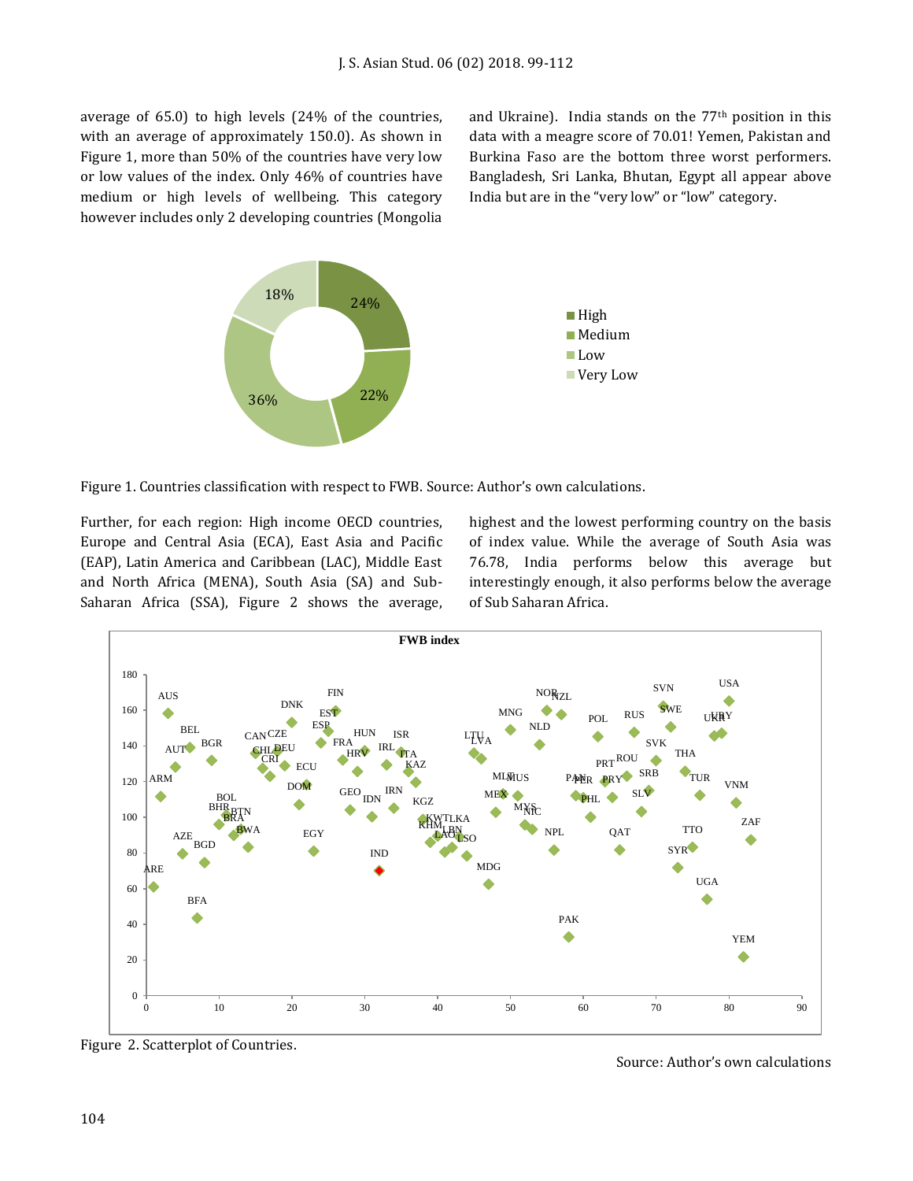average of 65.0) to high levels (24% of the countries, with an average of approximately 150.0). As shown in Figure 1, more than 50% of the countries have very low or low values of the index. Only 46% of countries have medium or high levels of wellbeing. This category however includes only 2 developing countries (Mongolia and Ukraine). India stands on the 77[th] position in this data with a meagre score of 70.01! Yemen, Pakistan and Burkina Faso are the bottom three worst performers. Bangladesh, Sri Lanka, Bhutan, Egypt all appear above India but are in the "very low" or "low" category.

24%
22%
36%
18%
High
Medium
Low
Very Low

Figure 1. Countries classification with respect to FWB. Source: Author's own calculations.

Further, for each region: High income OECD countries, Europe and Central Asia (ECA), East Asia and Pacific (EAP), Latin America and Caribbean (LAC), Middle East and North Africa (MENA), South Asia (SA) and Sub-Saharan Africa (SSA), Figure 2 shows the average, highest and the lowest performing country on the basis of index value. While the average of South Asia was 76.78, India performs below this average but interestingly enough, it also performs below the average of Sub Saharan Africa.

FWB index

Figure 2. Scatterplot of Countries.

Source: Author's own calculations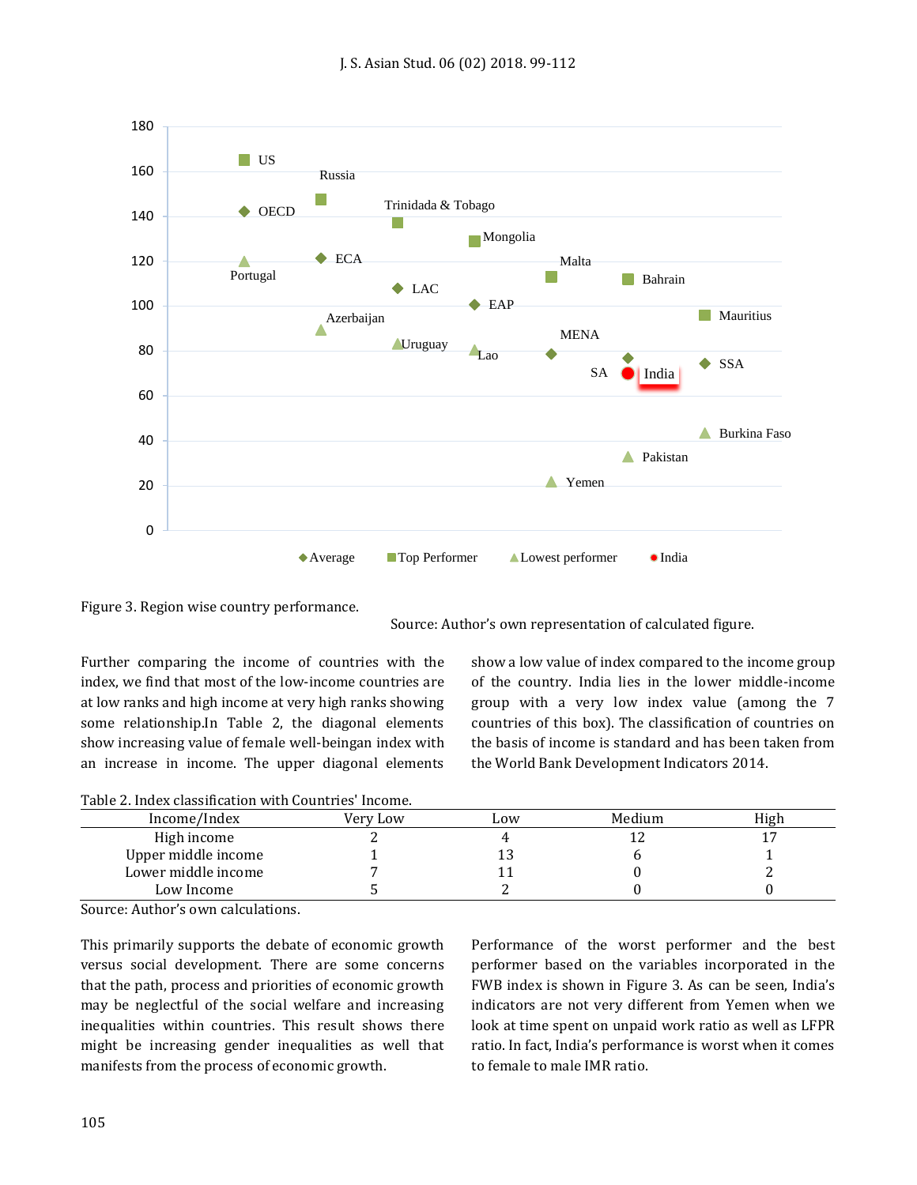180
160
140
120
100
80
60
40
20
0

US
Russia
Trinidada & Tobago
Mongolia
Malta
Bahrain
Mauritius
OECD
ECA
LAC
EAP
MENA
SA
India
SSA
Portugal
Azerbaijan
Uruguay
Lao
Burkina Faso
Pakistan
Yemen

Average
Top Performer
Lowest performer
India

Figure 3. Region wise country performance.

Source: Author's own representation of calculated figure.

Further comparing the income of countries with the index, we find that most of the low-income countries are at low ranks and high income at very high ranks showing some relationship.In Table 2, the diagonal elements show increasing value of female well-beingan index with an increase in income. The upper diagonal elements show a low value of index compared to the income group of the country. India lies in the lower middle-income group with a very low index value (among the 7 countries of this box). The classification of countries on the basis of income is standard and has been taken from the World Bank Development Indicators 2014.

Table 2. Index classification with Countries' Income.

| Income/Index | Very Low | Low | Medium | High |
|---|---|---|---|---|
| High income | 2 | 4 | 12 | 17 |
| Upper middle income | 1 | 13 | 6 | 1 |
| Lower middle income | 7 | 11 | 0 | 2 |
| Low Income | 5 | 2 | 0 | 0 |

Source: Author's own calculations.

This primarily supports the debate of economic growth versus social development. There are some concerns that the path, process and priorities of economic growth may be neglectful of the social welfare and increasing inequalities within countries. This result shows there might be increasing gender inequalities as well that manifests from the process of economic growth.

Performance of the worst performer and the best performer based on the variables incorporated in the FWB index is shown in Figure 3. As can be seen, India's indicators are not very different from Yemen when we look at time spent on unpaid work ratio as well as LFPR ratio. In fact, India's performance is worst when it comes to female to male IMR ratio.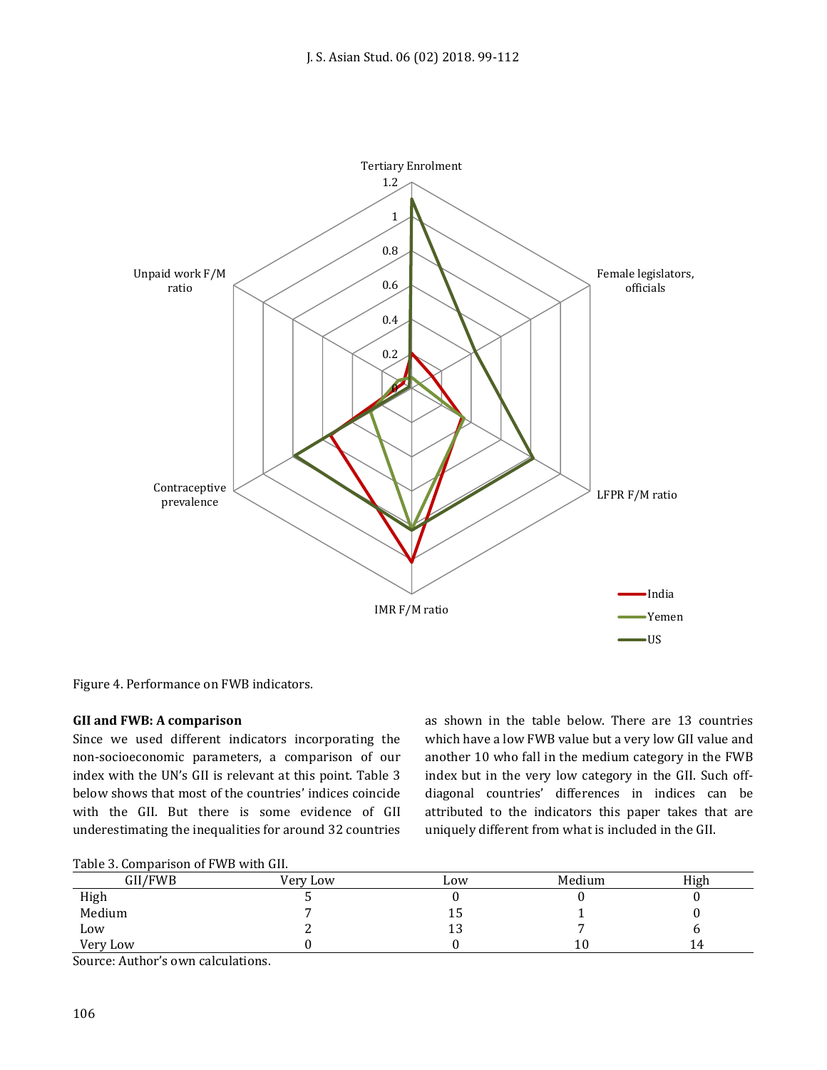Tertiary Enrolment

1.2
1
0.8
0.6
0.4
0.2
0

Female legislators, officials

LFPR F/M ratio

IMR F/M ratio

Contraceptive prevalence

Unpaid work F/M ratio

India
Yemen
US

Figure 4. Performance on FWB indicators.

**GII and FWB: A comparison**

Since we used different indicators incorporating the non-socioeconomic parameters, a comparison of our index with the UN's GII is relevant at this point. Table 3 below shows that most of the countries' indices coincide with the GII. But there is some evidence of GII underestimating the inequalities for around 32 countries as shown in the table below. There are 13 countries which have a low FWB value but a very low GII value and another 10 who fall in the medium category in the FWB index but in the very low category in the GII. Such off-diagonal countries' differences in indices can be attributed to the indicators this paper takes that are uniquely different from what is included in the GII.

Table 3. Comparison of FWB with GII.

| GII/FWB | Very Low | Low | Medium | High |
|---|---|---|---|---|
| High | 5 | 0 | 0 | 0 |
| Medium | 7 | 15 | 1 | 0 |
| Low | 2 | 13 | 7 | 6 |
| Very Low | 0 | 0 | 10 | 14 |

Source: Author's own calculations.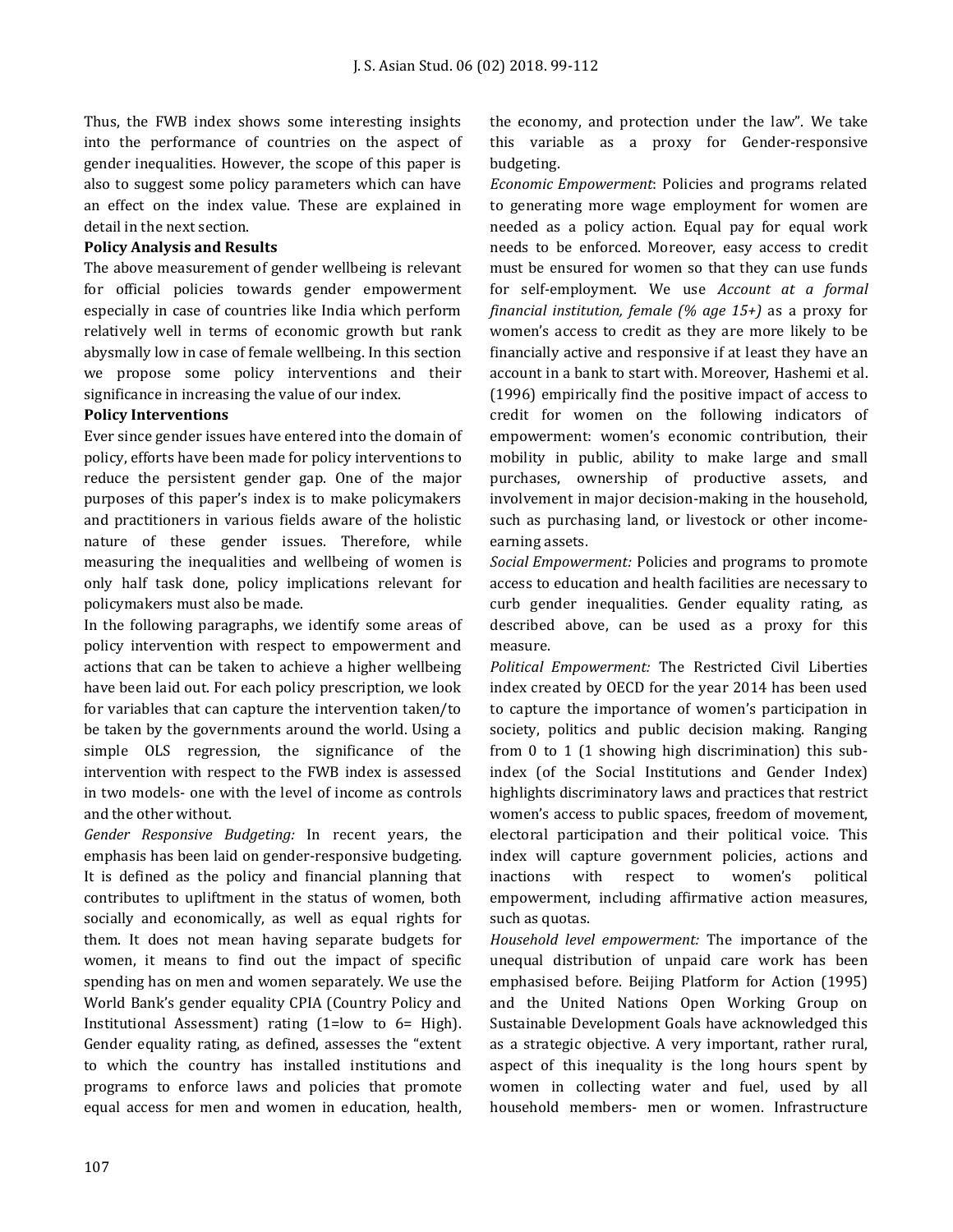Thus, the FWB index shows some interesting insights into the performance of countries on the aspect of gender inequalities. However, the scope of this paper is also to suggest some policy parameters which can have an effect on the index value. These are explained in detail in the next section.

**Policy Analysis and Results**

The above measurement of gender wellbeing is relevant for official policies towards gender empowerment especially in case of countries like India which perform relatively well in terms of economic growth but rank abysmally low in case of female wellbeing. In this section we propose some policy interventions and their significance in increasing the value of our index.

**Policy Interventions**

Ever since gender issues have entered into the domain of policy, efforts have been made for policy interventions to reduce the persistent gender gap. One of the major purposes of this paper's index is to make policymakers and practitioners in various fields aware of the holistic nature of these gender issues. Therefore, while measuring the inequalities and wellbeing of women is only half task done, policy implications relevant for policymakers must also be made.

In the following paragraphs, we identify some areas of policy intervention with respect to empowerment and actions that can be taken to achieve a higher wellbeing have been laid out. For each policy prescription, we look for variables that can capture the intervention taken/to be taken by the governments around the world. Using a simple OLS regression, the significance of the intervention with respect to the FWB index is assessed in two models- one with the level of income as controls and the other without.

*Gender Responsive Budgeting:* In recent years, the emphasis has been laid on gender-responsive budgeting. It is defined as the policy and financial planning that contributes to upliftment in the status of women, both socially and economically, as well as equal rights for them. It does not mean having separate budgets for women, it means to find out the impact of specific spending has on men and women separately. We use the World Bank's gender equality CPIA (Country Policy and Institutional Assessment) rating (1=low to 6= High). Gender equality rating, as defined, assesses the "extent to which the country has installed institutions and programs to enforce laws and policies that promote equal access for men and women in education, health, the economy, and protection under the law". We take this variable as a proxy for Gender-responsive budgeting.

*Economic Empowerment*: Policies and programs related to generating more wage employment for women are needed as a policy action. Equal pay for equal work needs to be enforced. Moreover, easy access to credit must be ensured for women so that they can use funds for self-employment. We use *Account at a formal financial institution, female (% age 15+)* as a proxy for women's access to credit as they are more likely to be financially active and responsive if at least they have an account in a bank to start with. Moreover, Hashemi et al. (1996) empirically find the positive impact of access to credit for women on the following indicators of empowerment: women's economic contribution, their mobility in public, ability to make large and small purchases, ownership of productive assets, and involvement in major decision-making in the household, such as purchasing land, or livestock or other income-earning assets.

*Social Empowerment:* Policies and programs to promote access to education and health facilities are necessary to curb gender inequalities. Gender equality rating, as described above, can be used as a proxy for this measure.

*Political Empowerment:* The Restricted Civil Liberties index created by OECD for the year 2014 has been used to capture the importance of women's participation in society, politics and public decision making. Ranging from 0 to 1 (1 showing high discrimination) this sub-index (of the Social Institutions and Gender Index) highlights discriminatory laws and practices that restrict women's access to public spaces, freedom of movement, electoral participation and their political voice. This index will capture government policies, actions and inactions with respect to women's political empowerment, including affirmative action measures, such as quotas.

*Household level empowerment:* The importance of the unequal distribution of unpaid care work has been emphasised before. Beijing Platform for Action (1995) and the United Nations Open Working Group on Sustainable Development Goals have acknowledged this as a strategic objective. A very important, rather rural, aspect of this inequality is the long hours spent by women in collecting water and fuel, used by all household members- men or women. Infrastructure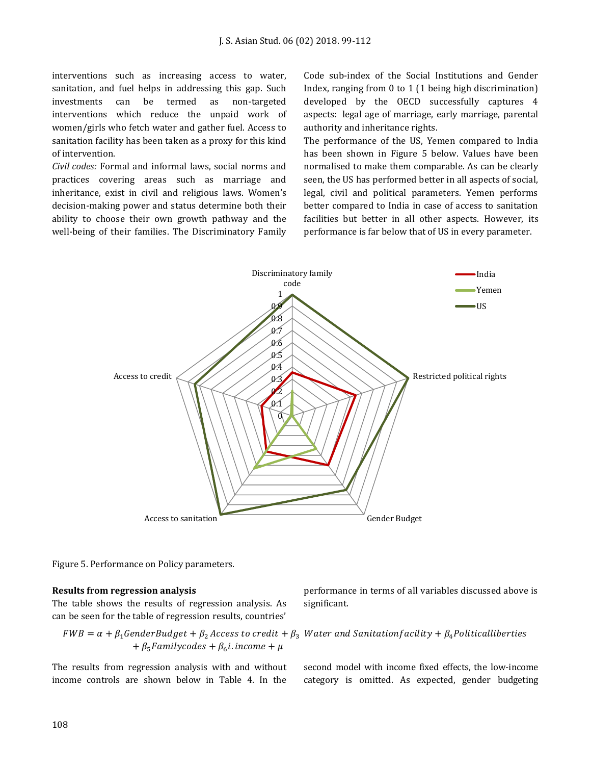interventions such as increasing access to water, sanitation, and fuel helps in addressing this gap. Such investments can be termed as non-targeted interventions which reduce the unpaid work of women/girls who fetch water and gather fuel. Access to sanitation facility has been taken as a proxy for this kind of intervention.

*Civil codes:* Formal and informal laws, social norms and practices covering areas such as marriage and inheritance, exist in civil and religious laws. Women's decision-making power and status determine both their ability to choose their own growth pathway and the well-being of their families. The Discriminatory Family Code sub-index of the Social Institutions and Gender Index, ranging from 0 to 1 (1 being high discrimination) developed by the OECD successfully captures 4 aspects: legal age of marriage, early marriage, parental authority and inheritance rights.

The performance of the US, Yemen compared to India has been shown in Figure 5 below. Values have been normalised to make them comparable. As can be clearly seen, the US has performed better in all aspects of social, legal, civil and political parameters. Yemen performs better compared to India in case of access to sanitation facilities but better in all other aspects. However, its performance is far below that of US in every parameter.

Discriminatory family code
Restricted political rights
Gender Budget
Access to sanitation
Access to credit
0
0.1
0.2
0.3
0.4
0.5
0.6
0.7
0.8
0.9
1
India
Yemen
US

Figure 5. Performance on Policy parameters.

**Results from regression analysis**

The table shows the results of regression analysis. As can be seen for the table of regression results, countries' performance in terms of all variables discussed above is significant.

$$FWB = \alpha + \beta_1 GenderBudget + \beta_2\, Access\ to\ credit + \beta_3\ Water\ and\ Sanitation facility + \beta_4 Political liberties + \beta_5 Familycodes + \beta_6 i.income + \mu$$

The results from regression analysis with and without income controls are shown below in Table 4. In the second model with income fixed effects, the low-income category is omitted. As expected, gender budgeting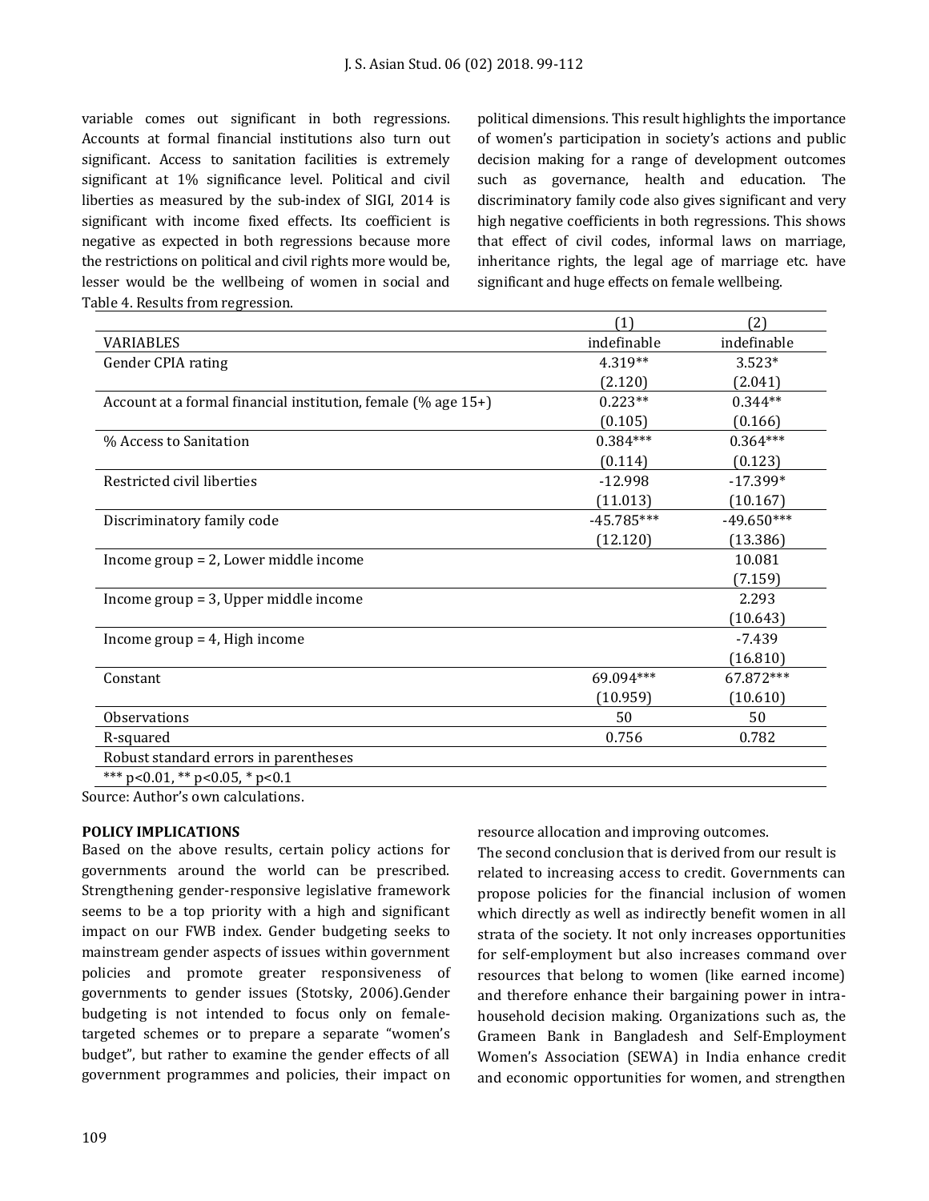variable comes out significant in both regressions. Accounts at formal financial institutions also turn out significant. Access to sanitation facilities is extremely significant at 1% significance level. Political and civil liberties as measured by the sub-index of SIGI, 2014 is significant with income fixed effects. Its coefficient is negative as expected in both regressions because more the restrictions on political and civil rights more would be, lesser would be the wellbeing of women in social and political dimensions. This result highlights the importance of women's participation in society's actions and public decision making for a range of development outcomes such as governance, health and education. The discriminatory family code also gives significant and very high negative coefficients in both regressions. This shows that effect of civil codes, informal laws on marriage, inheritance rights, the legal age of marriage etc. have significant and huge effects on female wellbeing.

Table 4. Results from regression.

| | (1) | (2) |
|---|---|---|
| VARIABLES | indefinable | indefinable |
| Gender CPIA rating | 4.319** | 3.523* |
| | (2.120) | (2.041) |
| Account at a formal financial institution, female (% age 15+) | 0.223** | 0.344** |
| | (0.105) | (0.166) |
| % Access to Sanitation | 0.384*** | 0.364*** |
| | (0.114) | (0.123) |
| Restricted civil liberties | -12.998 | -17.399* |
| | (11.013) | (10.167) |
| Discriminatory family code | -45.785*** | -49.650*** |
| | (12.120) | (13.386) |
| Income group = 2, Lower middle income | | 10.081 |
| | | (7.159) |
| Income group = 3, Upper middle income | | 2.293 |
| | | (10.643) |
| Income group = 4, High income | | -7.439 |
| | | (16.810) |
| Constant | 69.094*** | 67.872*** |
| | (10.959) | (10.610) |
| Observations | 50 | 50 |
| R-squared | 0.756 | 0.782 |
| Robust standard errors in parentheses | | |
| *** p<0.01, ** p<0.05, * p<0.1 | | |

Source: Author's own calculations.

**POLICY IMPLICATIONS**

Based on the above results, certain policy actions for governments around the world can be prescribed. Strengthening gender-responsive legislative framework seems to be a top priority with a high and significant impact on our FWB index. Gender budgeting seeks to mainstream gender aspects of issues within government policies and promote greater responsiveness of governments to gender issues (Stotsky, 2006).Gender budgeting is not intended to focus only on female-targeted schemes or to prepare a separate "women's budget", but rather to examine the gender effects of all government programmes and policies, their impact on resource allocation and improving outcomes.

The second conclusion that is derived from our result is related to increasing access to credit. Governments can propose policies for the financial inclusion of women which directly as well as indirectly benefit women in all strata of the society. It not only increases opportunities for self-employment but also increases command over resources that belong to women (like earned income) and therefore enhance their bargaining power in intra-household decision making. Organizations such as, the Grameen Bank in Bangladesh and Self-Employment Women's Association (SEWA) in India enhance credit and economic opportunities for women, and strengthen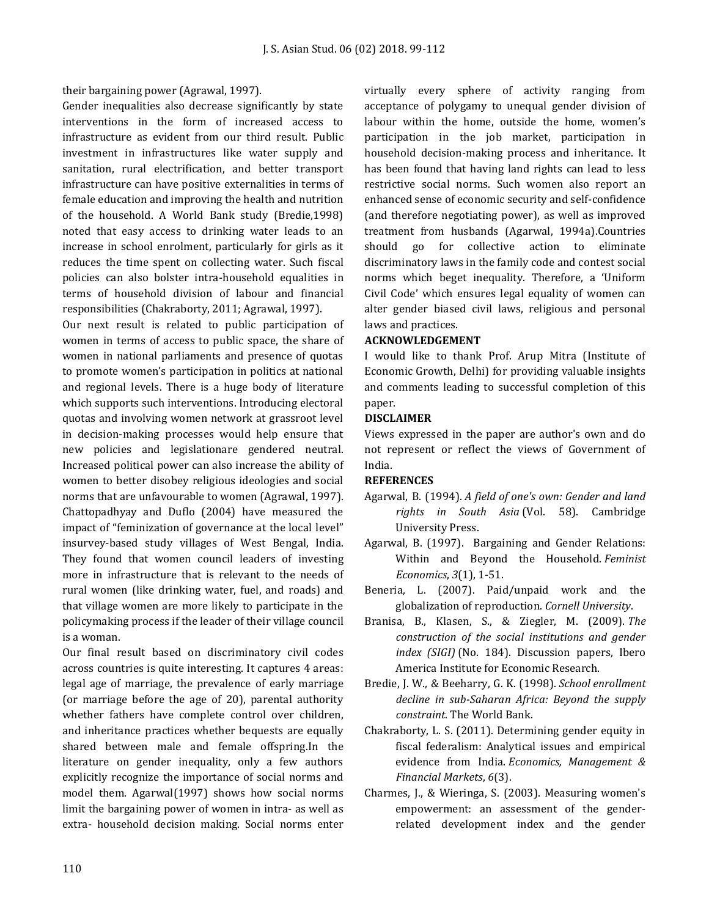their bargaining power (Agrawal, 1997).

Gender inequalities also decrease significantly by state interventions in the form of increased access to infrastructure as evident from our third result. Public investment in infrastructures like water supply and sanitation, rural electrification, and better transport infrastructure can have positive externalities in terms of female education and improving the health and nutrition of the household. A World Bank study (Bredie,1998) noted that easy access to drinking water leads to an increase in school enrolment, particularly for girls as it reduces the time spent on collecting water. Such fiscal policies can also bolster intra-household equalities in terms of household division of labour and financial responsibilities (Chakraborty, 2011; Agrawal, 1997).

Our next result is related to public participation of women in terms of access to public space, the share of women in national parliaments and presence of quotas to promote women's participation in politics at national and regional levels. There is a huge body of literature which supports such interventions. Introducing electoral quotas and involving women network at grassroot level in decision-making processes would help ensure that new policies and legislationare gendered neutral. Increased political power can also increase the ability of women to better disobey religious ideologies and social norms that are unfavourable to women (Agrawal, 1997). Chattopadhyay and Duflo (2004) have measured the impact of "feminization of governance at the local level" insurvey-based study villages of West Bengal, India. They found that women council leaders of investing more in infrastructure that is relevant to the needs of rural women (like drinking water, fuel, and roads) and that village women are more likely to participate in the policymaking process if the leader of their village council is a woman.

Our final result based on discriminatory civil codes across countries is quite interesting. It captures 4 areas: legal age of marriage, the prevalence of early marriage (or marriage before the age of 20), parental authority whether fathers have complete control over children, and inheritance practices whether bequests are equally shared between male and female offspring.In the literature on gender inequality, only a few authors explicitly recognize the importance of social norms and model them. Agarwal(1997) shows how social norms limit the bargaining power of women in intra- as well as extra- household decision making. Social norms enter virtually every sphere of activity ranging from acceptance of polygamy to unequal gender division of labour within the home, outside the home, women's participation in the job market, participation in household decision-making process and inheritance. It has been found that having land rights can lead to less restrictive social norms. Such women also report an enhanced sense of economic security and self-confidence (and therefore negotiating power), as well as improved treatment from husbands (Agarwal, 1994a).Countries should go for collective action to eliminate discriminatory laws in the family code and contest social norms which beget inequality. Therefore, a 'Uniform Civil Code' which ensures legal equality of women can alter gender biased civil laws, religious and personal laws and practices.

## ACKNOWLEDGEMENT

I would like to thank Prof. Arup Mitra (Institute of Economic Growth, Delhi) for providing valuable insights and comments leading to successful completion of this paper.

## DISCLAIMER

Views expressed in the paper are author's own and do not represent or reflect the views of Government of India.

## REFERENCES

Agarwal, B. (1994). *A field of one's own: Gender and land rights in South Asia* (Vol. 58). Cambridge University Press.

Agarwal, B. (1997). Bargaining and Gender Relations: Within and Beyond the Household. *Feminist Economics*, *3*(1), 1-51.

Beneria, L. (2007). Paid/unpaid work and the globalization of reproduction. *Cornell University*.

Branisa, B., Klasen, S., & Ziegler, M. (2009). *The construction of the social institutions and gender index (SIGI)* (No. 184). Discussion papers, Ibero America Institute for Economic Research.

Bredie, J. W., & Beeharry, G. K. (1998). *School enrollment decline in sub-Saharan Africa: Beyond the supply constraint*. The World Bank.

Chakraborty, L. S. (2011). Determining gender equity in fiscal federalism: Analytical issues and empirical evidence from India. *Economics, Management & Financial Markets*, *6*(3).

Charmes, J., & Wieringa, S. (2003). Measuring women's empowerment: an assessment of the gender-related development index and the gender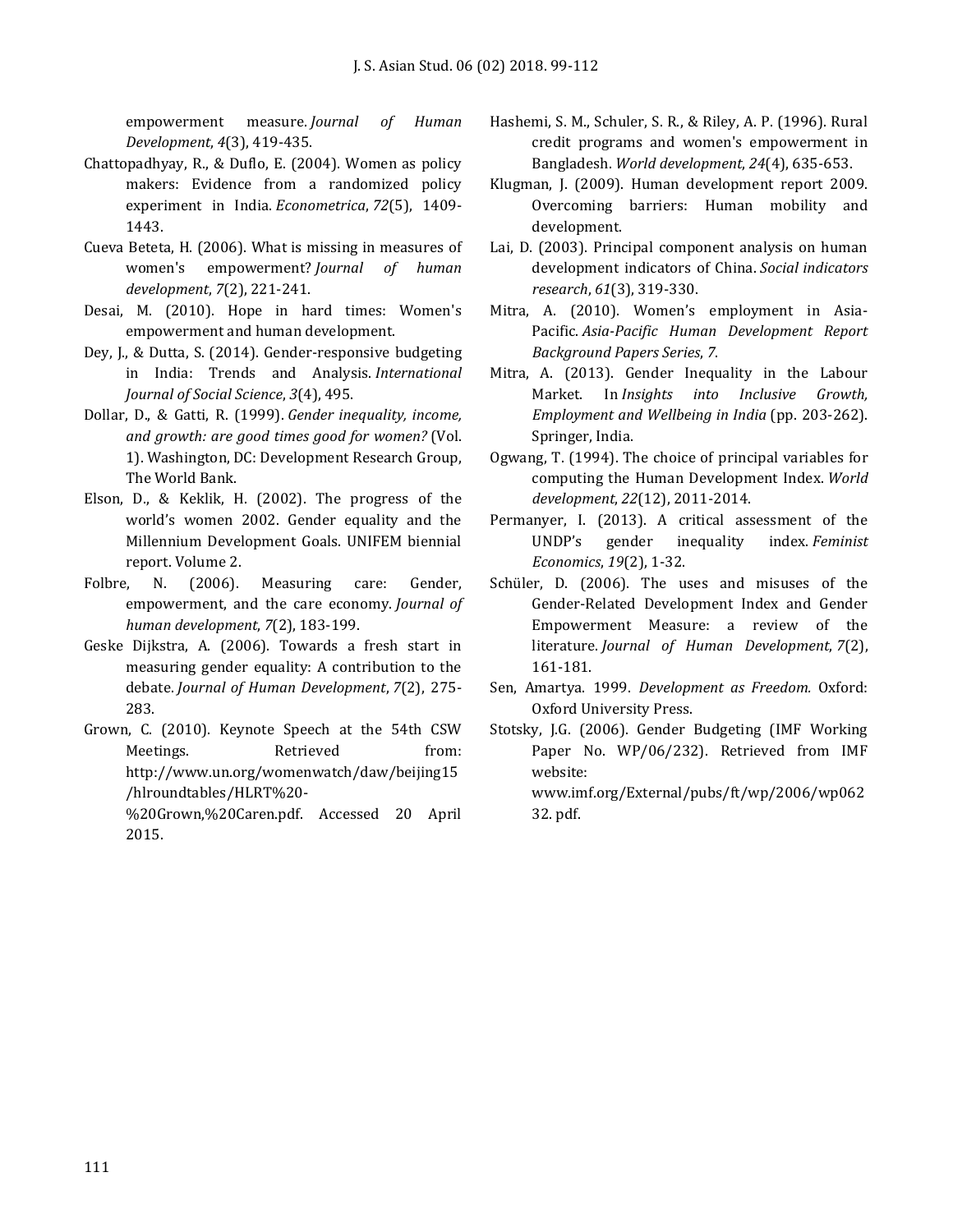empowerment measure. *Journal of Human Development*, *4*(3), 419-435.

Chattopadhyay, R., & Duflo, E. (2004). Women as policy makers: Evidence from a randomized policy experiment in India. *Econometrica*, *72*(5), 1409-1443.

Cueva Beteta, H. (2006). What is missing in measures of women's empowerment? *Journal of human development*, *7*(2), 221-241.

Desai, M. (2010). Hope in hard times: Women's empowerment and human development.

Dey, J., & Dutta, S. (2014). Gender-responsive budgeting in India: Trends and Analysis. *International Journal of Social Science*, *3*(4), 495.

Dollar, D., & Gatti, R. (1999). *Gender inequality, income, and growth: are good times good for women?* (Vol. 1). Washington, DC: Development Research Group, The World Bank.

Elson, D., & Keklik, H. (2002). The progress of the world's women 2002. Gender equality and the Millennium Development Goals. UNIFEM biennial report. Volume 2.

Folbre, N. (2006). Measuring care: Gender, empowerment, and the care economy. *Journal of human development*, *7*(2), 183-199.

Geske Dijkstra, A. (2006). Towards a fresh start in measuring gender equality: A contribution to the debate. *Journal of Human Development*, *7*(2), 275-283.

Grown, C. (2010). Keynote Speech at the 54th CSW Meetings. Retrieved from: http://www.un.org/womenwatch/daw/beijing15/hlroundtables/HLRT%20-%20Grown,%20Caren.pdf. Accessed 20 April 2015.

Hashemi, S. M., Schuler, S. R., & Riley, A. P. (1996). Rural credit programs and women's empowerment in Bangladesh. *World development*, *24*(4), 635-653.

Klugman, J. (2009). Human development report 2009. Overcoming barriers: Human mobility and development.

Lai, D. (2003). Principal component analysis on human development indicators of China. *Social indicators research*, *61*(3), 319-330.

Mitra, A. (2010). Women's employment in Asia-Pacific. *Asia-Pacific Human Development Report Background Papers Series*, *7*.

Mitra, A. (2013). Gender Inequality in the Labour Market. In *Insights into Inclusive Growth, Employment and Wellbeing in India* (pp. 203-262). Springer, India.

Ogwang, T. (1994). The choice of principal variables for computing the Human Development Index. *World development*, *22*(12), 2011-2014.

Permanyer, I. (2013). A critical assessment of the UNDP's gender inequality index. *Feminist Economics*, *19*(2), 1-32.

Schüler, D. (2006). The uses and misuses of the Gender-Related Development Index and Gender Empowerment Measure: a review of the literature. *Journal of Human Development*, *7*(2), 161-181.

Sen, Amartya. 1999. *Development as Freedom.* Oxford: Oxford University Press.

Stotsky, J.G. (2006). Gender Budgeting (IMF Working Paper No. WP/06/232). Retrieved from IMF website: www.imf.org/External/pubs/ft/wp/2006/wp06232. pdf.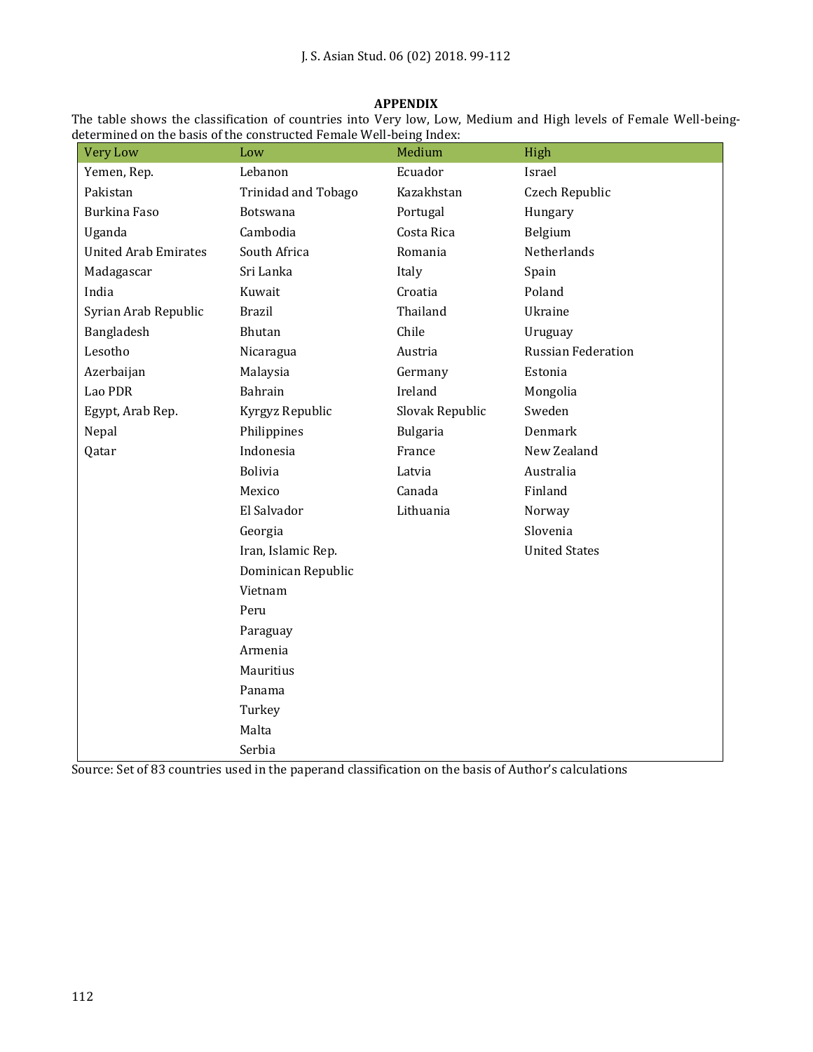## APPENDIX

The table shows the classification of countries into Very low, Low, Medium and High levels of Female Well-being-determined on the basis of the constructed Female Well-being Index:

| Very Low | Low | Medium | High |
|---|---|---|---|
| Yemen, Rep. | Lebanon | Ecuador | Israel |
| Pakistan | Trinidad and Tobago | Kazakhstan | Czech Republic |
| Burkina Faso | Botswana | Portugal | Hungary |
| Uganda | Cambodia | Costa Rica | Belgium |
| United Arab Emirates | South Africa | Romania | Netherlands |
| Madagascar | Sri Lanka | Italy | Spain |
| India | Kuwait | Croatia | Poland |
| Syrian Arab Republic | Brazil | Thailand | Ukraine |
| Bangladesh | Bhutan | Chile | Uruguay |
| Lesotho | Nicaragua | Austria | Russian Federation |
| Azerbaijan | Malaysia | Germany | Estonia |
| Lao PDR | Bahrain | Ireland | Mongolia |
| Egypt, Arab Rep. | Kyrgyz Republic | Slovak Republic | Sweden |
| Nepal | Philippines | Bulgaria | Denmark |
| Qatar | Indonesia | France | New Zealand |
| | Bolivia | Latvia | Australia |
| | Mexico | Canada | Finland |
| | El Salvador | Lithuania | Norway |
| | Georgia | | Slovenia |
| | Iran, Islamic Rep. | | United States |
| | Dominican Republic | | |
| | Vietnam | | |
| | Peru | | |
| | Paraguay | | |
| | Armenia | | |
| | Mauritius | | |
| | Panama | | |
| | Turkey | | |
| | Malta | | |
| | Serbia | | |

Source: Set of 83 countries used in the paperand classification on the basis of Author's calculations